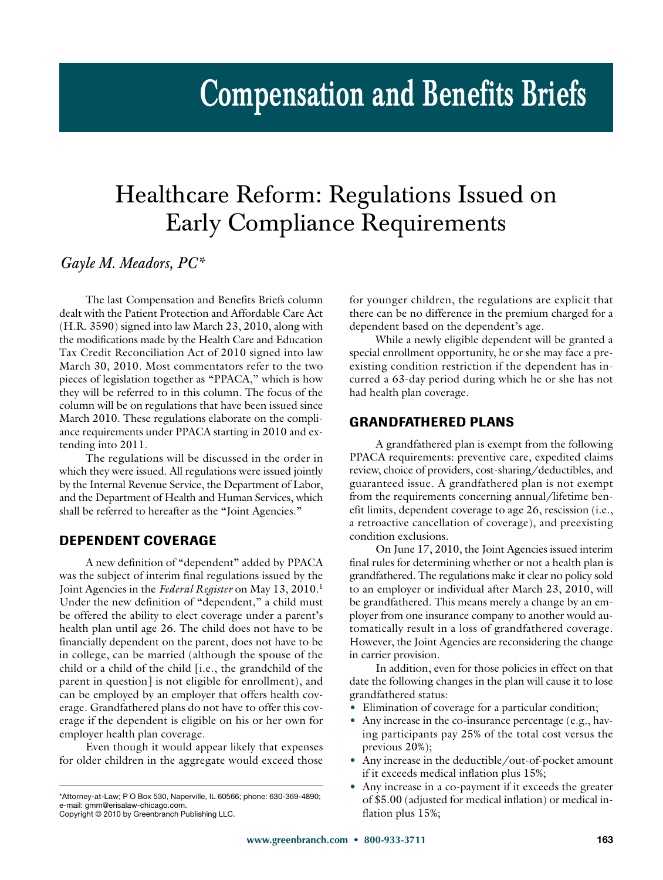# Compensation and Benefits Briefs

## Healthcare Reform: Regulations Issued on Early Compliance Requirements

*Gayle M. Meadors, PC**

The last Compensation and Benefits Briefs column dealt with the Patient Protection and Affordable Care Act (H.R. 3590) signed into law March 23, 2010, along with the modifications made by the Health Care and Education Tax Credit Reconciliation Act of 2010 signed into law March 30, 2010. Most commentators refer to the two pieces of legislation together as "PPACA," which is how they will be referred to in this column. The focus of the column will be on regulations that have been issued since March 2010. These regulations elaborate on the compliance requirements under PPACA starting in 2010 and extending into 2011.

The regulations will be discussed in the order in which they were issued. All regulations were issued jointly by the Internal Revenue Service, the Department of Labor, and the Department of Health and Human Services, which shall be referred to hereafter as the "Joint Agencies."

### DEPENDENT COVERAGE

A new definition of "dependent" added by PPACA was the subject of interim final regulations issued by the Joint Agencies in the *Federal Register* on May 13, 2010.[1] Under the new definition of "dependent," a child must be offered the ability to elect coverage under a parent's health plan until age 26. The child does not have to be financially dependent on the parent, does not have to be in college, can be married (although the spouse of the child or a child of the child [i.e., the grandchild of the parent in question] is not eligible for enrollment), and can be employed by an employer that offers health coverage. Grandfathered plans do not have to offer this coverage if the dependent is eligible on his or her own for employer health plan coverage.

Even though it would appear likely that expenses for older children in the aggregate would exceed those for younger children, the regulations are explicit that there can be no difference in the premium charged for a dependent based on the dependent's age.

While a newly eligible dependent will be granted a special enrollment opportunity, he or she may face a preexisting condition restriction if the dependent has incurred a 63-day period during which he or she has not had health plan coverage.

### GRANDFATHERED PLANS

A grandfathered plan is exempt from the following PPACA requirements: preventive care, expedited claims review, choice of providers, cost-sharing/deductibles, and guaranteed issue. A grandfathered plan is not exempt from the requirements concerning annual/lifetime benefit limits, dependent coverage to age 26, rescission (i.e., a retroactive cancellation of coverage), and preexisting condition exclusions.

On June 17, 2010, the Joint Agencies issued interim final rules for determining whether or not a health plan is grandfathered. The regulations make it clear no policy sold to an employer or individual after March 23, 2010, will be grandfathered. This means merely a change by an employer from one insurance company to another would automatically result in a loss of grandfathered coverage. However, the Joint Agencies are reconsidering the change in carrier provision.

In addition, even for those policies in effect on that date the following changes in the plan will cause it to lose grandfathered status:

- Elimination of coverage for a particular condition;
- Any increase in the co-insurance percentage (e.g., having participants pay 25% of the total cost versus the previous 20%);
- Any increase in the deductible/out-of-pocket amount if it exceeds medical inflation plus 15%;
- Any increase in a co-payment if it exceeds the greater of $5.00 (adjusted for medical inflation) or medical inflation plus 15%;

*Attorney-at-Law; P O Box 530, Naperville, IL 60566; phone: 630-369-4890; e-mail: gmm@erisalaw-chicago.com.
Copyright © 2010 by Greenbranch Publishing LLC.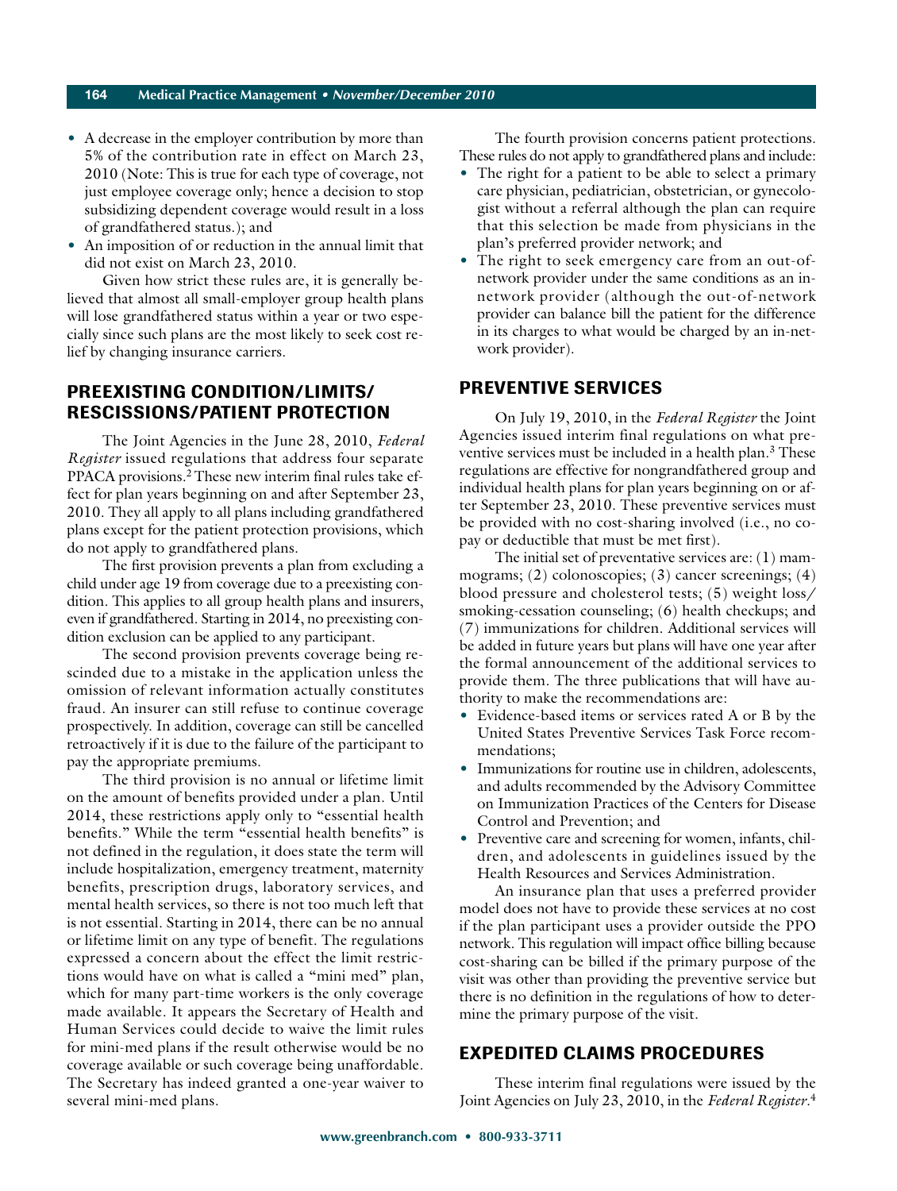- A decrease in the employer contribution by more than 5% of the contribution rate in effect on March 23, 2010 (Note: This is true for each type of coverage, not just employee coverage only; hence a decision to stop subsidizing dependent coverage would result in a loss of grandfathered status.); and
- An imposition of or reduction in the annual limit that did not exist on March 23, 2010.

Given how strict these rules are, it is generally believed that almost all small-employer group health plans will lose grandfathered status within a year or two especially since such plans are the most likely to seek cost relief by changing insurance carriers.

## PREEXISTING CONDITION/LIMITS/ RESCISSIONS/PATIENT PROTECTION

The Joint Agencies in the June 28, 2010, *Federal Register* issued regulations that address four separate PPACA provisions.[2] These new interim final rules take effect for plan years beginning on and after September 23, 2010. They all apply to all plans including grandfathered plans except for the patient protection provisions, which do not apply to grandfathered plans.

The first provision prevents a plan from excluding a child under age 19 from coverage due to a preexisting condition. This applies to all group health plans and insurers, even if grandfathered. Starting in 2014, no preexisting condition exclusion can be applied to any participant.

The second provision prevents coverage being rescinded due to a mistake in the application unless the omission of relevant information actually constitutes fraud. An insurer can still refuse to continue coverage prospectively. In addition, coverage can still be cancelled retroactively if it is due to the failure of the participant to pay the appropriate premiums.

The third provision is no annual or lifetime limit on the amount of benefits provided under a plan. Until 2014, these restrictions apply only to "essential health benefits." While the term "essential health benefits" is not defined in the regulation, it does state the term will include hospitalization, emergency treatment, maternity benefits, prescription drugs, laboratory services, and mental health services, so there is not too much left that is not essential. Starting in 2014, there can be no annual or lifetime limit on any type of benefit. The regulations expressed a concern about the effect the limit restrictions would have on what is called a "mini med" plan, which for many part-time workers is the only coverage made available. It appears the Secretary of Health and Human Services could decide to waive the limit rules for mini-med plans if the result otherwise would be no coverage available or such coverage being unaffordable. The Secretary has indeed granted a one-year waiver to several mini-med plans.

The fourth provision concerns patient protections. These rules do not apply to grandfathered plans and include:

- The right for a patient to be able to select a primary care physician, pediatrician, obstetrician, or gynecologist without a referral although the plan can require that this selection be made from physicians in the plan's preferred provider network; and
- The right to seek emergency care from an out-of-network provider under the same conditions as an in-network provider (although the out-of-network provider can balance bill the patient for the difference in its charges to what would be charged by an in-network provider).

## PREVENTIVE SERVICES

On July 19, 2010, in the *Federal Register* the Joint Agencies issued interim final regulations on what preventive services must be included in a health plan.[3] These regulations are effective for nongrandfathered group and individual health plans for plan years beginning on or after September 23, 2010. These preventive services must be provided with no cost-sharing involved (i.e., no copay or deductible that must be met first).

The initial set of preventative services are: (1) mammograms; (2) colonoscopies; (3) cancer screenings; (4) blood pressure and cholesterol tests; (5) weight loss/ smoking-cessation counseling; (6) health checkups; and (7) immunizations for children. Additional services will be added in future years but plans will have one year after the formal announcement of the additional services to provide them. The three publications that will have authority to make the recommendations are:

- Evidence-based items or services rated A or B by the United States Preventive Services Task Force recommendations;
- Immunizations for routine use in children, adolescents, and adults recommended by the Advisory Committee on Immunization Practices of the Centers for Disease Control and Prevention; and
- Preventive care and screening for women, infants, children, and adolescents in guidelines issued by the Health Resources and Services Administration.

An insurance plan that uses a preferred provider model does not have to provide these services at no cost if the plan participant uses a provider outside the PPO network. This regulation will impact office billing because cost-sharing can be billed if the primary purpose of the visit was other than providing the preventive service but there is no definition in the regulations of how to determine the primary purpose of the visit.

## EXPEDITED CLAIMS PROCEDURES

These interim final regulations were issued by the Joint Agencies on July 23, 2010, in the *Federal Register*.[4]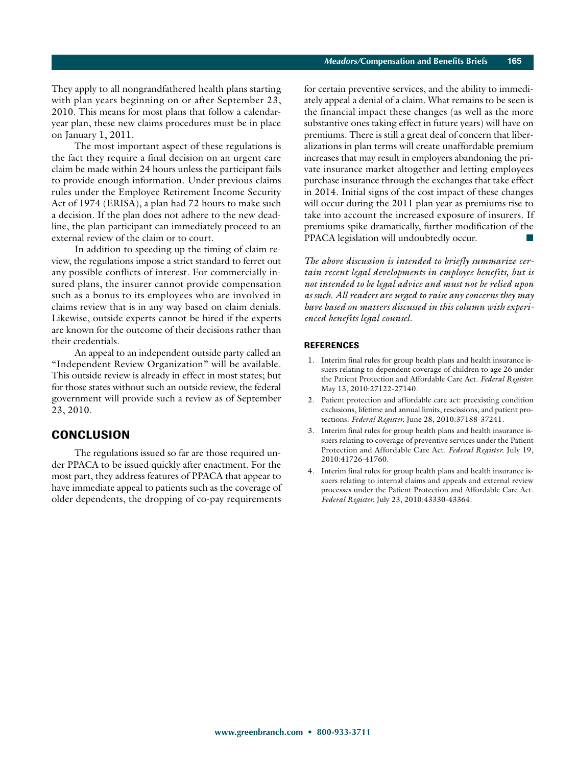They apply to all nongrandfathered health plans starting with plan years beginning on or after September 23, 2010. This means for most plans that follow a calendar-year plan, these new claims procedures must be in place on January 1, 2011.

The most important aspect of these regulations is the fact they require a final decision on an urgent care claim be made within 24 hours unless the participant fails to provide enough information. Under previous claims rules under the Employee Retirement Income Security Act of 1974 (ERISA), a plan had 72 hours to make such a decision. If the plan does not adhere to the new deadline, the plan participant can immediately proceed to an external review of the claim or to court.

In addition to speeding up the timing of claim review, the regulations impose a strict standard to ferret out any possible conflicts of interest. For commercially insured plans, the insurer cannot provide compensation such as a bonus to its employees who are involved in claims review that is in any way based on claim denials. Likewise, outside experts cannot be hired if the experts are known for the outcome of their decisions rather than their credentials.

An appeal to an independent outside party called an "Independent Review Organization" will be available. This outside review is already in effect in most states; but for those states without such an outside review, the federal government will provide such a review as of September 23, 2010.

## CONCLUSION

The regulations issued so far are those required under PPACA to be issued quickly after enactment. For the most part, they address features of PPACA that appear to have immediate appeal to patients such as the coverage of older dependents, the dropping of co-pay requirements for certain preventive services, and the ability to immediately appeal a denial of a claim. What remains to be seen is the financial impact these changes (as well as the more substantive ones taking effect in future years) will have on premiums. There is still a great deal of concern that liberalizations in plan terms will create unaffordable premium increases that may result in employers abandoning the private insurance market altogether and letting employees purchase insurance through the exchanges that take effect in 2014. Initial signs of the cost impact of these changes will occur during the 2011 plan year as premiums rise to take into account the increased exposure of insurers. If premiums spike dramatically, further modification of the PPACA legislation will undoubtedly occur. ■

*The above discussion is intended to briefly summarize certain recent legal developments in employee benefits, but is not intended to be legal advice and must not be relied upon as such. All readers are urged to raise any concerns they may have based on matters discussed in this column with experienced benefits legal counsel.*

## REFERENCES

1. Interim final rules for group health plans and health insurance issuers relating to dependent coverage of children to age 26 under the Patient Protection and Affordable Care Act. *Federal Register.* May 13, 2010:27122-27140.
2. Patient protection and affordable care act: preexisting condition exclusions, lifetime and annual limits, rescissions, and patient protections. *Federal Register.* June 28, 2010:37188-37241.
3. Interim final rules for group health plans and health insurance issuers relating to coverage of preventive services under the Patient Protection and Affordable Care Act. *Federal Register.* July 19, 2010:41726-41760.
4. Interim final rules for group health plans and health insurance issuers relating to internal claims and appeals and external review processes under the Patient Protection and Affordable Care Act. *Federal Register.* July 23, 2010:43330-43364.